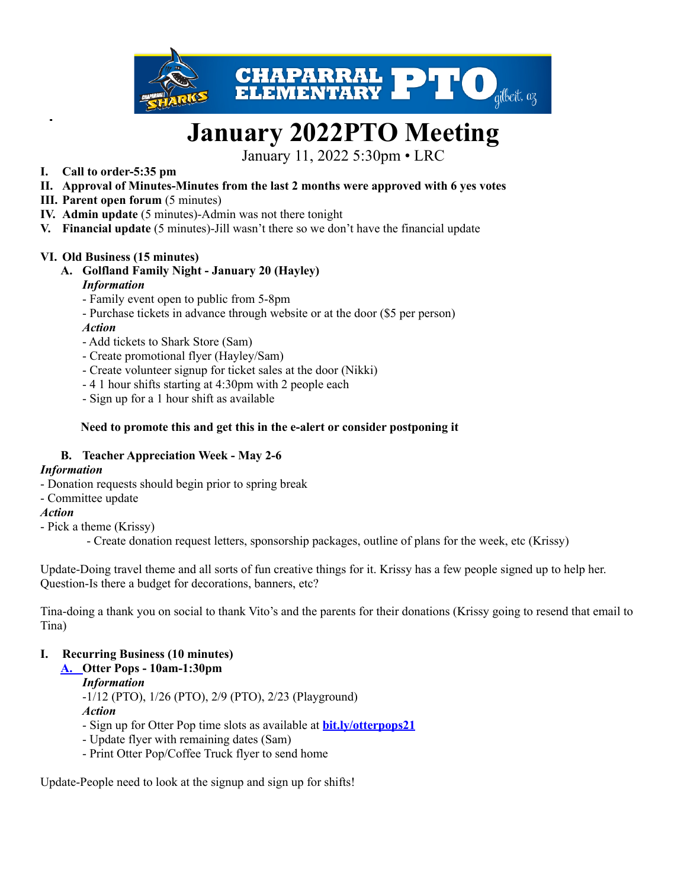# January 2022PTO Meeting

January 11, 2022 5:30pm • LRC

I. **Call to order-5:35 pm**
II. **Approval of Minutes-Minutes from the last 2 months were approved with 6 yes votes**
III. **Parent open forum** (5 minutes)
IV. **Admin update** (5 minutes)-Admin was not there tonight
V. **Financial update** (5 minutes)-Jill wasn't there so we don't have the financial update

VI. **Old Business (15 minutes)**

A. **Golfland Family Night - January 20 (Hayley)**

***Information***

- Family event open to public from 5-8pm
- Purchase tickets in advance through website or at the door ($5 per person)

***Action***

- Add tickets to Shark Store (Sam)
- Create promotional flyer (Hayley/Sam)
- Create volunteer signup for ticket sales at the door (Nikki)
- 4 1 hour shifts starting at 4:30pm with 2 people each
- Sign up for a 1 hour shift as available

**Need to promote this and get this in the e-alert or consider postponing it**

B. **Teacher Appreciation Week - May 2-6**

***Information***

- Donation requests should begin prior to spring break
- Committee update

***Action***

- Pick a theme (Krissy)
- Create donation request letters, sponsorship packages, outline of plans for the week, etc (Krissy)

Update-Doing travel theme and all sorts of fun creative things for it. Krissy has a few people signed up to help her. Question-Is there a budget for decorations, banners, etc?

Tina-doing a thank you on social to thank Vito's and the parents for their donations (Krissy going to resend that email to Tina)

I. **Recurring Business (10 minutes)**

A. **Otter Pops - 10am-1:30pm**

***Information***

-1/12 (PTO), 1/26 (PTO), 2/9 (PTO), 2/23 (Playground)

***Action***

- Sign up for Otter Pop time slots as available at **bit.ly/otterpops21**
- Update flyer with remaining dates (Sam)
- Print Otter Pop/Coffee Truck flyer to send home

Update-People need to look at the signup and sign up for shifts!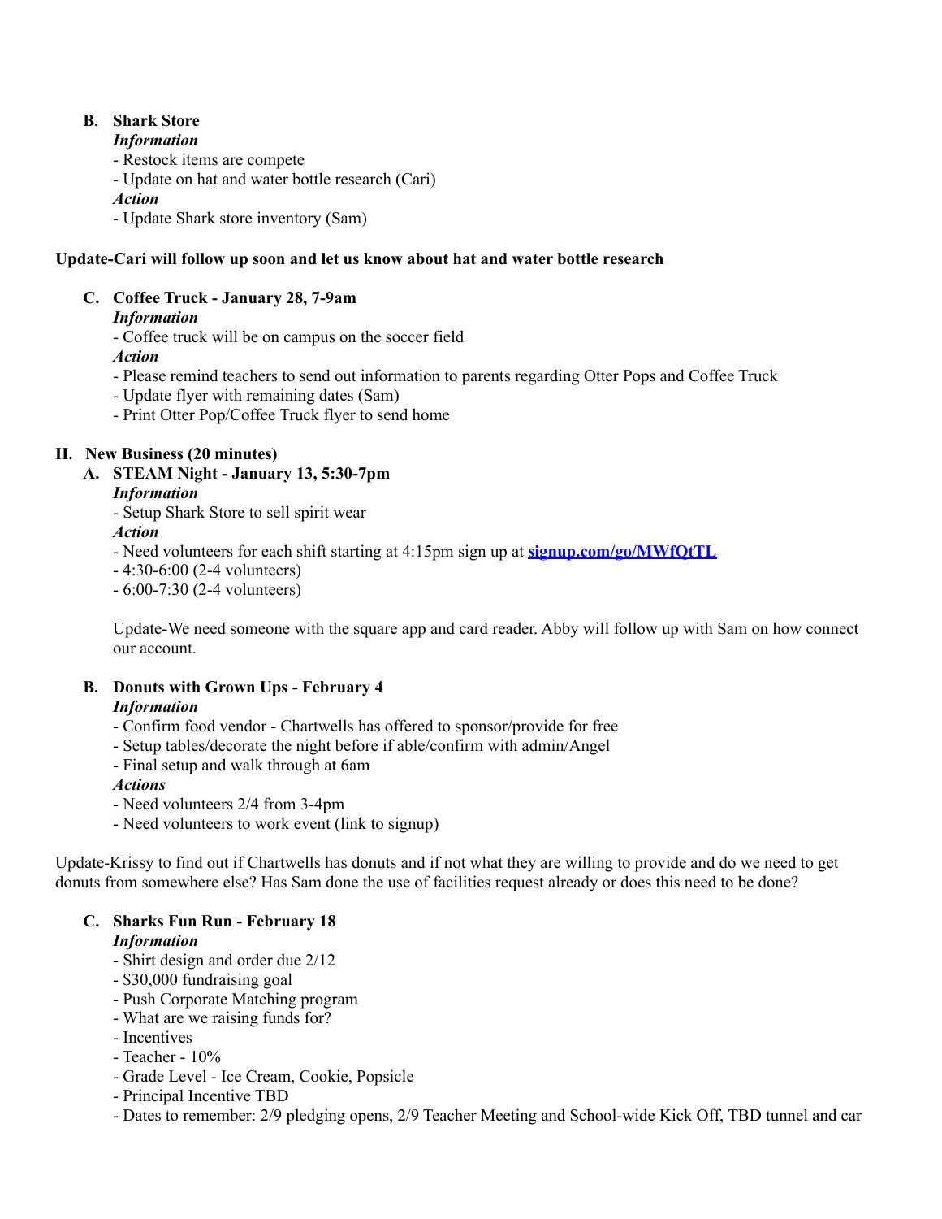### B. Shark Store

***Information***

- Restock items are compete
- Update on hat and water bottle research (Cari)

***Action***

- Update Shark store inventory (Sam)

**Update-Cari will follow up soon and let us know about hat and water bottle research**

### C. Coffee Truck - January 28, 7-9am

***Information***

- Coffee truck will be on campus on the soccer field

***Action***

- Please remind teachers to send out information to parents regarding Otter Pops and Coffee Truck
- Update flyer with remaining dates (Sam)
- Print Otter Pop/Coffee Truck flyer to send home

## II. New Business (20 minutes)

### A. STEAM Night - January 13, 5:30-7pm

***Information***

- Setup Shark Store to sell spirit wear

***Action***

- Need volunteers for each shift starting at 4:15pm sign up at [signup.com/go/MWfQtTL](signup.com/go/MWfQtTL)
- 4:30-6:00 (2-4 volunteers)
- 6:00-7:30 (2-4 volunteers)

Update-We need someone with the square app and card reader. Abby will follow up with Sam on how connect our account.

### B. Donuts with Grown Ups - February 4

***Information***

- Confirm food vendor - Chartwells has offered to sponsor/provide for free
- Setup tables/decorate the night before if able/confirm with admin/Angel
- Final setup and walk through at 6am

***Actions***

- Need volunteers 2/4 from 3-4pm
- Need volunteers to work event (link to signup)

Update-Krissy to find out if Chartwells has donuts and if not what they are willing to provide and do we need to get donuts from somewhere else? Has Sam done the use of facilities request already or does this need to be done?

### C. Sharks Fun Run - February 18

***Information***

- Shirt design and order due 2/12
- $30,000 fundraising goal
- Push Corporate Matching program
- What are we raising funds for?
- Incentives
- Teacher - 10%
- Grade Level - Ice Cream, Cookie, Popsicle
- Principal Incentive TBD
- Dates to remember: 2/9 pledging opens, 2/9 Teacher Meeting and School-wide Kick Off, TBD tunnel and car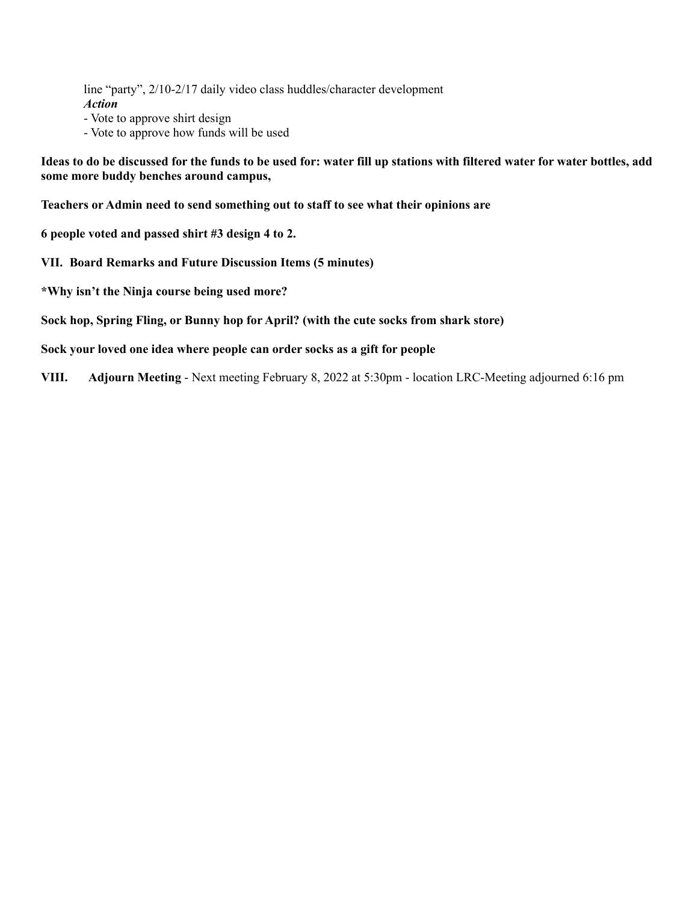line "party", 2/10-2/17 daily video class huddles/character development

***Action***

- Vote to approve shirt design
- Vote to approve how funds will be used

**Ideas to do be discussed for the funds to be used for: water fill up stations with filtered water for water bottles, add some more buddy benches around campus,**

**Teachers or Admin need to send something out to staff to see what their opinions are**

**6 people voted and passed shirt #3 design 4 to 2.**

**VII. Board Remarks and Future Discussion Items (5 minutes)**

**\*Why isn't the Ninja course being used more?**

**Sock hop, Spring Fling, or Bunny hop for April? (with the cute socks from shark store)**

**Sock your loved one idea where people can order socks as a gift for people**

**VIII. Adjourn Meeting** - Next meeting February 8, 2022 at 5:30pm - location LRC-Meeting adjourned 6:16 pm